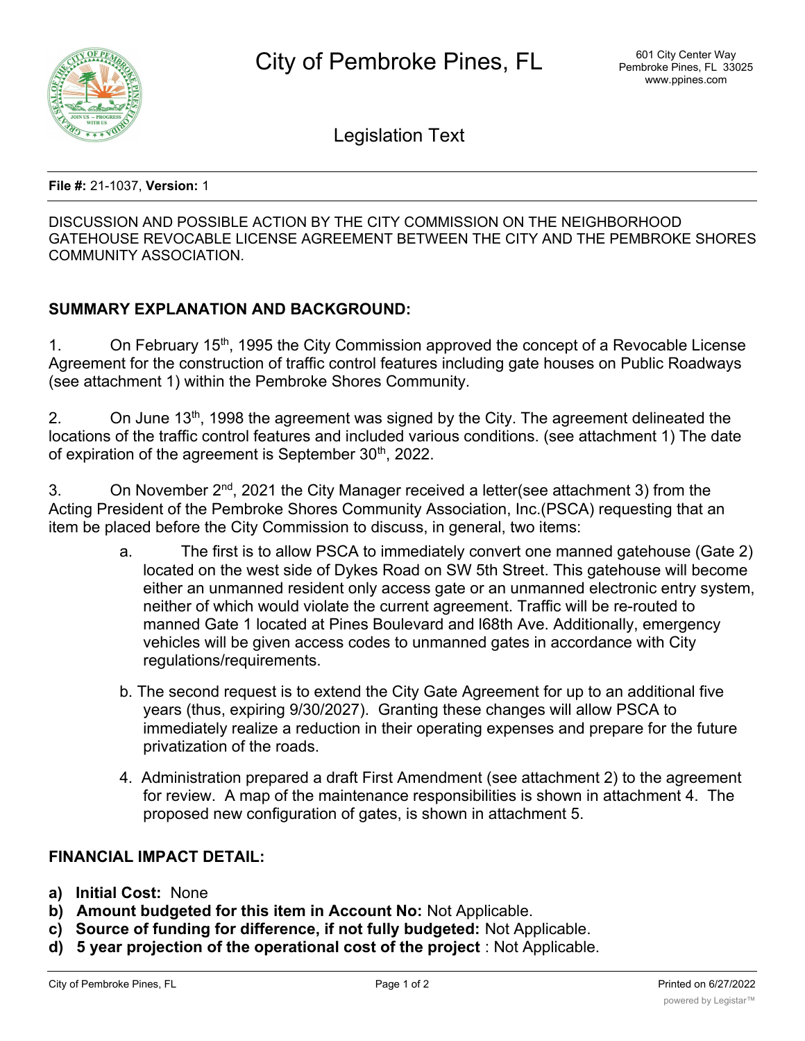# City of Pembroke Pines, FL

601 City Center Way
Pembroke Pines, FL 33025
www.ppines.com

## Legislation Text

**File #:** 21-1037, **Version:** 1

DISCUSSION AND POSSIBLE ACTION BY THE CITY COMMISSION ON THE NEIGHBORHOOD GATEHOUSE REVOCABLE LICENSE AGREEMENT BETWEEN THE CITY AND THE PEMBROKE SHORES COMMUNITY ASSOCIATION.

**SUMMARY EXPLANATION AND BACKGROUND:**

1. On February 15th, 1995 the City Commission approved the concept of a Revocable License Agreement for the construction of traffic control features including gate houses on Public Roadways (see attachment 1) within the Pembroke Shores Community.

2. On June 13th, 1998 the agreement was signed by the City. The agreement delineated the locations of the traffic control features and included various conditions. (see attachment 1) The date of expiration of the agreement is September 30th, 2022.

3. On November 2nd, 2021 the City Manager received a letter(see attachment 3) from the Acting President of the Pembroke Shores Community Association, Inc.(PSCA) requesting that an item be placed before the City Commission to discuss, in general, two items:

   a. The first is to allow PSCA to immediately convert one manned gatehouse (Gate 2) located on the west side of Dykes Road on SW 5th Street. This gatehouse will become either an unmanned resident only access gate or an unmanned electronic entry system, neither of which would violate the current agreement. Traffic will be re-routed to manned Gate 1 located at Pines Boulevard and l68th Ave. Additionally, emergency vehicles will be given access codes to unmanned gates in accordance with City regulations/requirements.

   b. The second request is to extend the City Gate Agreement for up to an additional five years (thus, expiring 9/30/2027). Granting these changes will allow PSCA to immediately realize a reduction in their operating expenses and prepare for the future privatization of the roads.

4. Administration prepared a draft First Amendment (see attachment 2) to the agreement for review. A map of the maintenance responsibilities is shown in attachment 4. The proposed new configuration of gates, is shown in attachment 5.

**FINANCIAL IMPACT DETAIL:**

- **a) Initial Cost:** None
- **b) Amount budgeted for this item in Account No:** Not Applicable.
- **c) Source of funding for difference, if not fully budgeted:** Not Applicable.
- **d) 5 year projection of the operational cost of the project** : Not Applicable.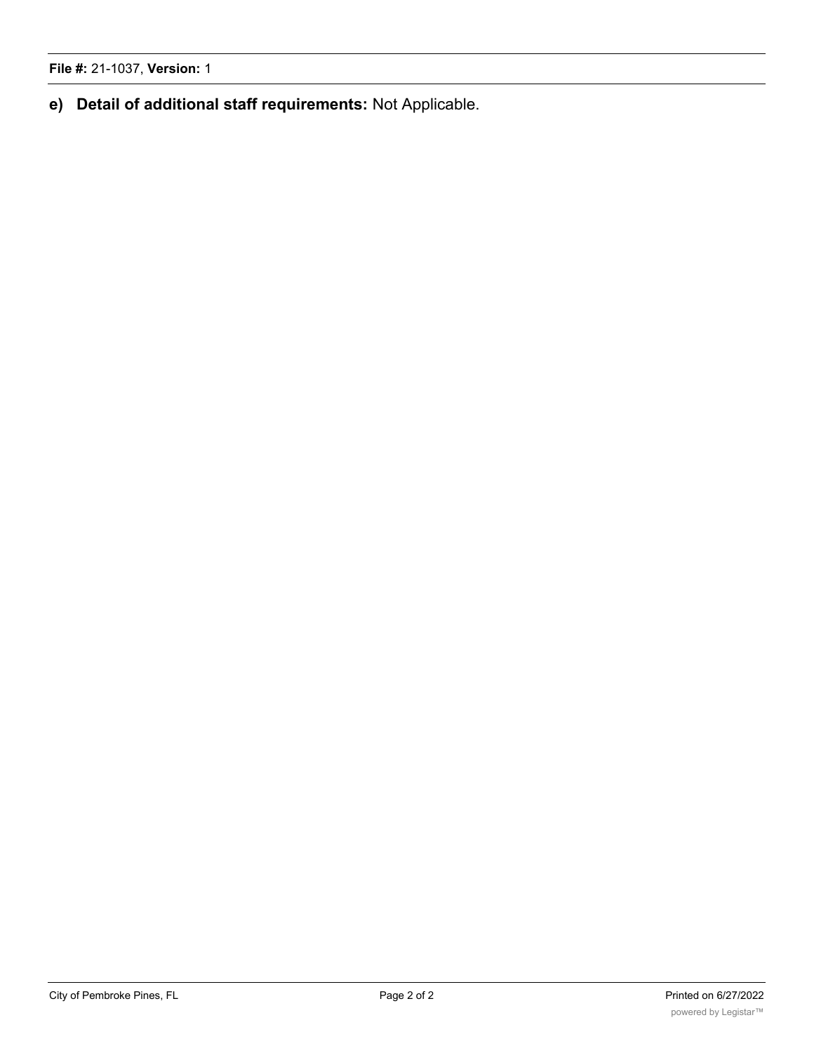**e) Detail of additional staff requirements:** Not Applicable.